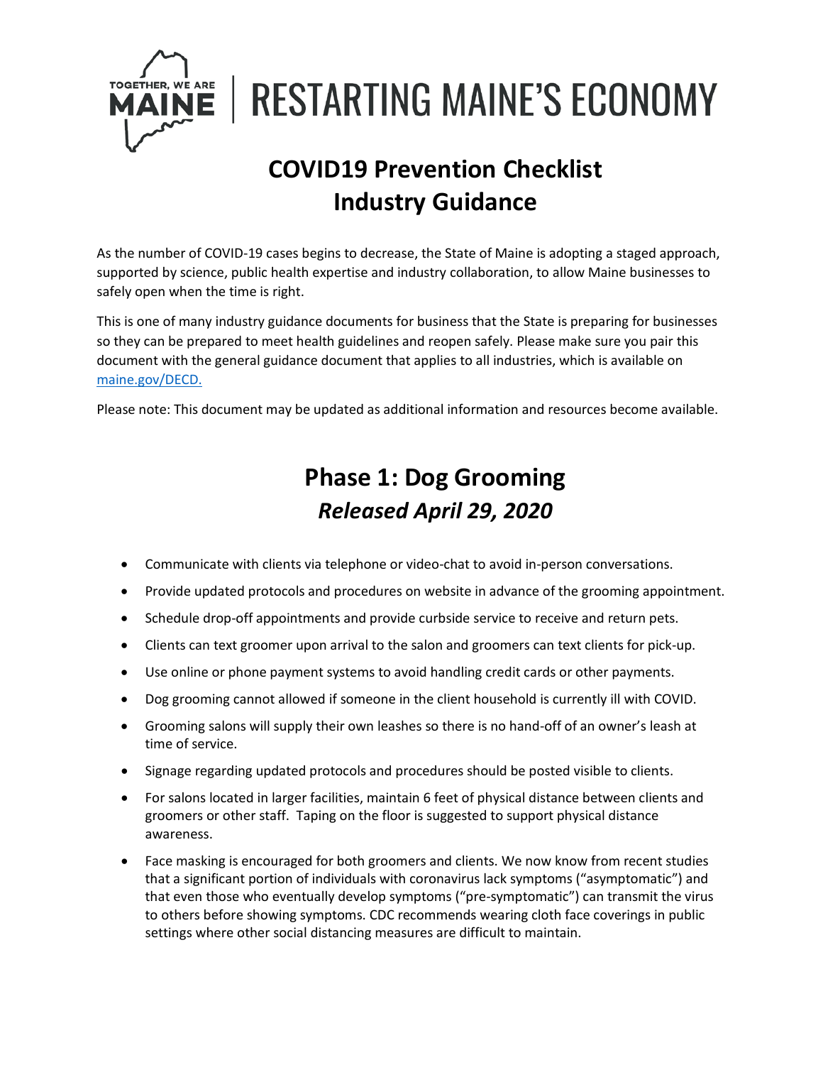TOGETHER, WE ARE MAINE | RESTARTING MAINE'S ECONOMY

# COVID19 Prevention Checklist Industry Guidance

As the number of COVID-19 cases begins to decrease, the State of Maine is adopting a staged approach, supported by science, public health expertise and industry collaboration, to allow Maine businesses to safely open when the time is right.

This is one of many industry guidance documents for business that the State is preparing for businesses so they can be prepared to meet health guidelines and reopen safely. Please make sure you pair this document with the general guidance document that applies to all industries, which is available on maine.gov/DECD.

Please note: This document may be updated as additional information and resources become available.

## Phase 1: Dog Grooming

### *Released April 29, 2020*

- Communicate with clients via telephone or video-chat to avoid in-person conversations.
- Provide updated protocols and procedures on website in advance of the grooming appointment.
- Schedule drop-off appointments and provide curbside service to receive and return pets.
- Clients can text groomer upon arrival to the salon and groomers can text clients for pick-up.
- Use online or phone payment systems to avoid handling credit cards or other payments.
- Dog grooming cannot allowed if someone in the client household is currently ill with COVID.
- Grooming salons will supply their own leashes so there is no hand-off of an owner's leash at time of service.
- Signage regarding updated protocols and procedures should be posted visible to clients.
- For salons located in larger facilities, maintain 6 feet of physical distance between clients and groomers or other staff. Taping on the floor is suggested to support physical distance awareness.
- Face masking is encouraged for both groomers and clients. We now know from recent studies that a significant portion of individuals with coronavirus lack symptoms ("asymptomatic") and that even those who eventually develop symptoms ("pre-symptomatic") can transmit the virus to others before showing symptoms. CDC recommends wearing cloth face coverings in public settings where other social distancing measures are difficult to maintain.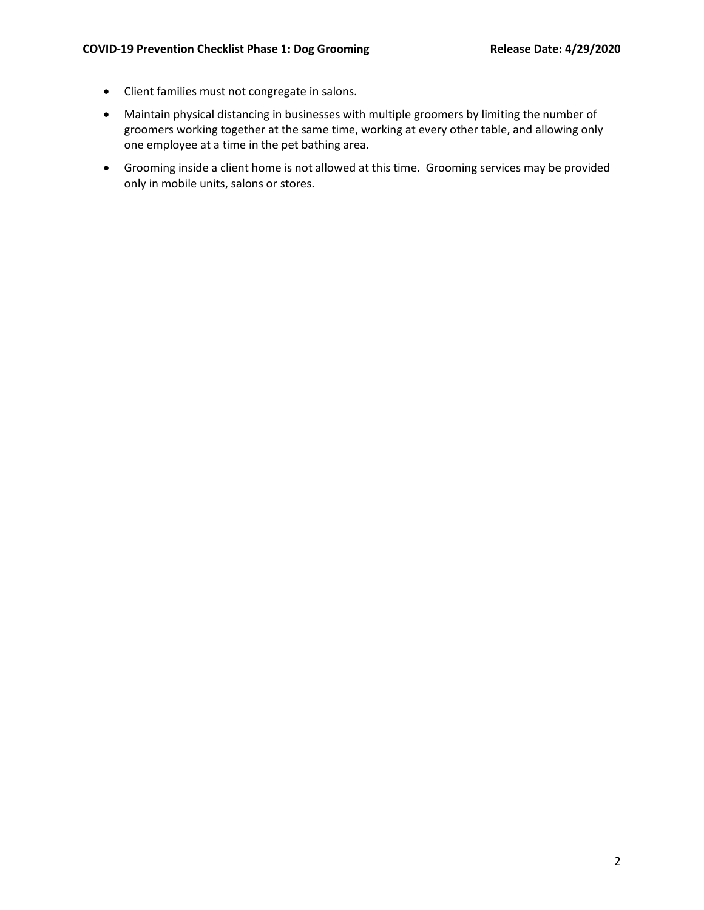- Client families must not congregate in salons.
- Maintain physical distancing in businesses with multiple groomers by limiting the number of groomers working together at the same time, working at every other table, and allowing only one employee at a time in the pet bathing area.
- Grooming inside a client home is not allowed at this time. Grooming services may be provided only in mobile units, salons or stores.